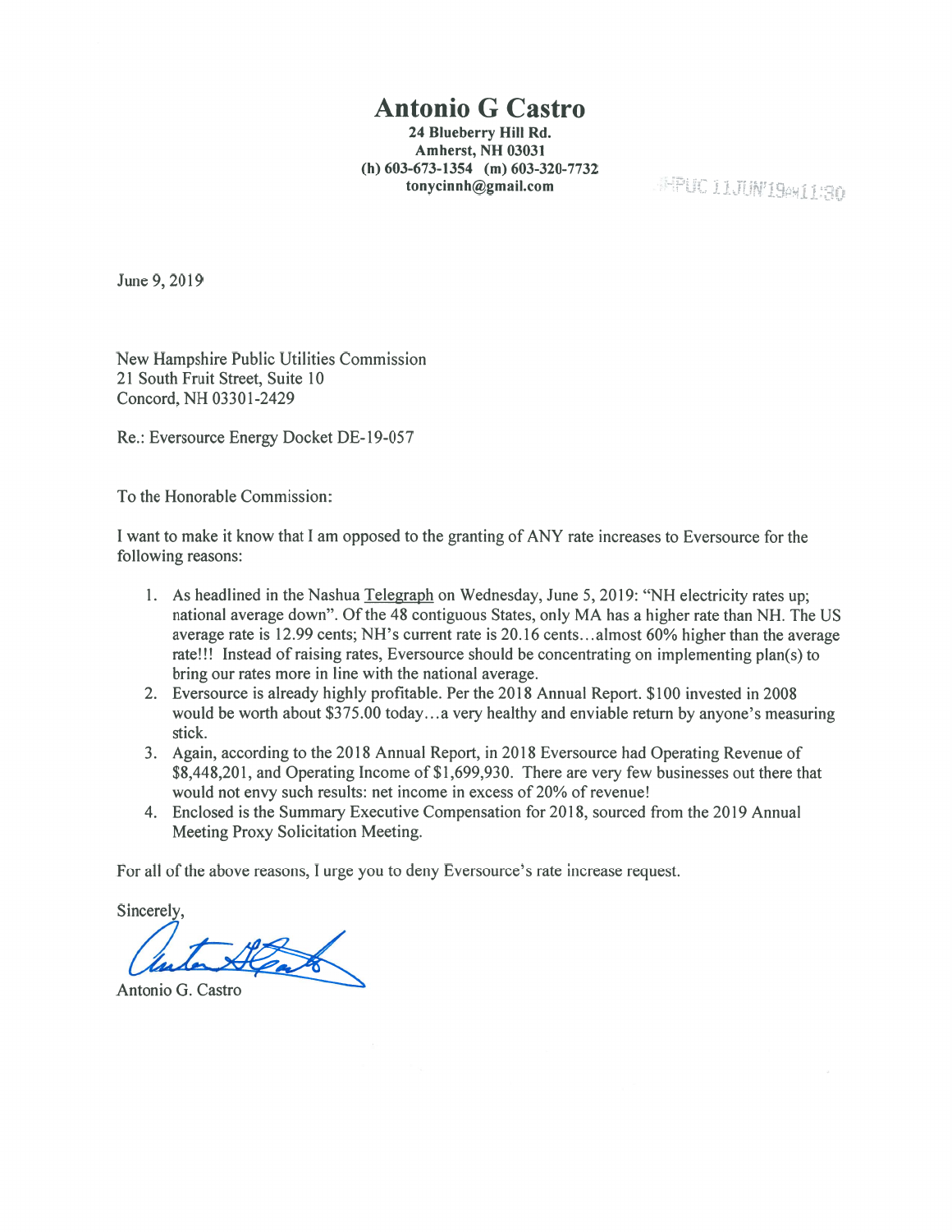# Antonio G Castro

**24 Blueberry Hill Rd.**
**Amherst, NH 03031**
**(h) 603-673-1354 (m) 603-320-7732**
**tonycinnh@gmail.com**

NHPUC 11JUN'19AM11:30

June 9, 2019

New Hampshire Public Utilities Commission
21 South Fruit Street, Suite 10
Concord, NH 03301-2429

Re.: Eversource Energy Docket DE-19-057

To the Honorable Commission:

I want to make it know that I am opposed to the granting of ANY rate increases to Eversource for the following reasons:

1. As headlined in the Nashua Telegraph on Wednesday, June 5, 2019: "NH electricity rates up; national average down". Of the 48 contiguous States, only MA has a higher rate than NH. The US average rate is 12.99 cents; NH's current rate is 20.16 cents…almost 60% higher than the average rate!!! Instead of raising rates, Eversource should be concentrating on implementing plan(s) to bring our rates more in line with the national average.
2. Eversource is already highly profitable. Per the 2018 Annual Report. $100 invested in 2008 would be worth about $375.00 today…a very healthy and enviable return by anyone's measuring stick.
3. Again, according to the 2018 Annual Report, in 2018 Eversource had Operating Revenue of $8,448,201, and Operating Income of $1,699,930. There are very few businesses out there that would not envy such results: net income in excess of 20% of revenue!
4. Enclosed is the Summary Executive Compensation for 2018, sourced from the 2019 Annual Meeting Proxy Solicitation Meeting.

For all of the above reasons, I urge you to deny Eversource's rate increase request.

Sincerely,

Antonio G. Castro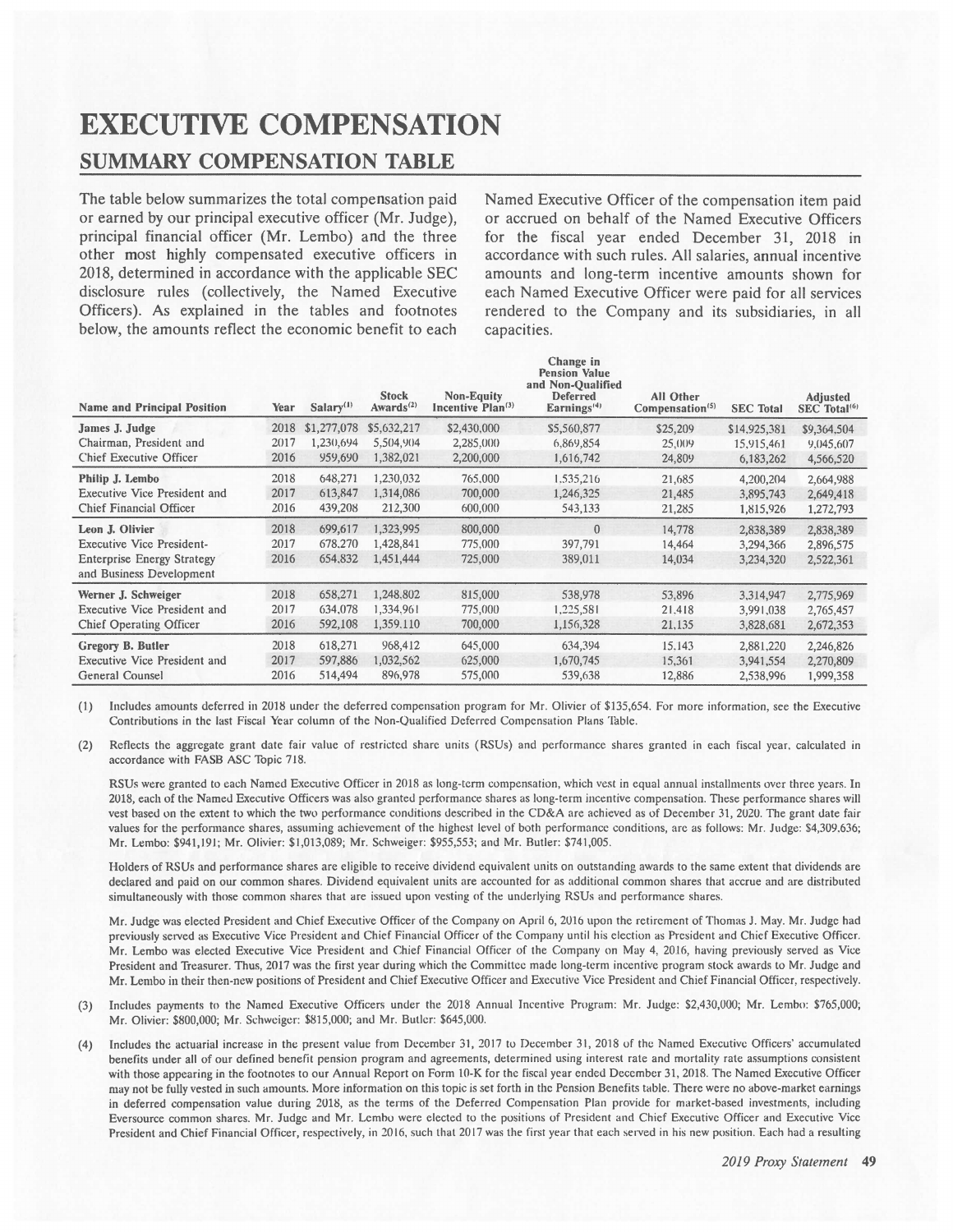# EXECUTIVE COMPENSATION

## SUMMARY COMPENSATION TABLE

The table below summarizes the total compensation paid or earned by our principal executive officer (Mr. Judge), principal financial officer (Mr. Lembo) and the three other most highly compensated executive officers in 2018, determined in accordance with the applicable SEC disclosure rules (collectively, the Named Executive Officers). As explained in the tables and footnotes below, the amounts reflect the economic benefit to each Named Executive Officer of the compensation item paid or accrued on behalf of the Named Executive Officers for the fiscal year ended December 31, 2018 in accordance with such rules. All salaries, annual incentive amounts and long-term incentive amounts shown for each Named Executive Officer were paid for all services rendered to the Company and its subsidiaries, in all capacities.

| Name and Principal Position | Year | Salary[(1)] | Stock Awards[(2)] | Non-Equity Incentive Plan[(3)] | Change in Pension Value and Non-Qualified Deferred Earnings[(4)] | All Other Compensation[(5)] | SEC Total | Adjusted SEC Total[(6)] |
|---|---|---|---|---|---|---|---|---|
| **James J. Judge** | 2018 | $1,277,078 | $5,632,217 | $2,430,000 | $5,560,877 | $25,209 | $14,925,381 | $9,364,504 |
| Chairman, President and | 2017 | 1,230,694 | 5,504,904 | 2,285,000 | 6,869,854 | 25,009 | 15,915,461 | 9,045,607 |
| Chief Executive Officer | 2016 | 959,690 | 1,382,021 | 2,200,000 | 1,616,742 | 24,809 | 6,183,262 | 4,566,520 |
| **Philip J. Lembo** | 2018 | 648,271 | 1,230,032 | 765,000 | 1,535,216 | 21,685 | 4,200,204 | 2,664,988 |
| Executive Vice President and | 2017 | 613,847 | 1,314,086 | 700,000 | 1,246,325 | 21,485 | 3,895,743 | 2,649,418 |
| Chief Financial Officer | 2016 | 439,208 | 212,300 | 600,000 | 543,133 | 21,285 | 1,815,926 | 1,272,793 |
| **Leon J. Olivier** | 2018 | 699,617 | 1,323,995 | 800,000 | 0 | 14,778 | 2,838,389 | 2,838,389 |
| Executive Vice President- | 2017 | 678,270 | 1,428,841 | 775,000 | 397,791 | 14,464 | 3,294,366 | 2,896,575 |
| Enterprise Energy Strategy and Business Development | 2016 | 654,832 | 1,451,444 | 725,000 | 389,011 | 14,034 | 3,234,320 | 2,522,361 |
| **Werner J. Schweiger** | 2018 | 658,271 | 1,248,802 | 815,000 | 538,978 | 53,896 | 3,314,947 | 2,775,969 |
| Executive Vice President and | 2017 | 634,078 | 1,334,961 | 775,000 | 1,225,581 | 21,418 | 3,991,038 | 2,765,457 |
| Chief Operating Officer | 2016 | 592,108 | 1,359,110 | 700,000 | 1,156,328 | 21,135 | 3,828,681 | 2,672,353 |
| **Gregory B. Butler** | 2018 | 618,271 | 968,412 | 645,000 | 634,394 | 15,143 | 2,881,220 | 2,246,826 |
| Executive Vice President and | 2017 | 597,886 | 1,032,562 | 625,000 | 1,670,745 | 15,361 | 3,941,554 | 2,270,809 |
| General Counsel | 2016 | 514,494 | 896,978 | 575,000 | 539,638 | 12,886 | 2,538,996 | 1,999,358 |

(1) Includes amounts deferred in 2018 under the deferred compensation program for Mr. Olivier of $135,654. For more information, see the Executive Contributions in the last Fiscal Year column of the Non-Qualified Deferred Compensation Plans Table.

(2) Reflects the aggregate grant date fair value of restricted share units (RSUs) and performance shares granted in each fiscal year, calculated in accordance with FASB ASC Topic 718.

RSUs were granted to each Named Executive Officer in 2018 as long-term compensation, which vest in equal annual installments over three years. In 2018, each of the Named Executive Officers was also granted performance shares as long-term incentive compensation. These performance shares will vest based on the extent to which the two performance conditions described in the CD&A are achieved as of December 31, 2020. The grant date fair values for the performance shares, assuming achievement of the highest level of both performance conditions, are as follows: Mr. Judge: $4,309,636; Mr. Lembo: $941,191; Mr. Olivier: $1,013,089; Mr. Schweiger: $955,553; and Mr. Butler: $741,005.

Holders of RSUs and performance shares are eligible to receive dividend equivalent units on outstanding awards to the same extent that dividends are declared and paid on our common shares. Dividend equivalent units are accounted for as additional common shares that accrue and are distributed simultaneously with those common shares that are issued upon vesting of the underlying RSUs and performance shares.

Mr. Judge was elected President and Chief Executive Officer of the Company on April 6, 2016 upon the retirement of Thomas J. May. Mr. Judge had previously served as Executive Vice President and Chief Financial Officer of the Company until his election as President and Chief Executive Officer. Mr. Lembo was elected Executive Vice President and Chief Financial Officer of the Company on May 4, 2016, having previously served as Vice President and Treasurer. Thus, 2017 was the first year during which the Committee made long-term incentive program stock awards to Mr. Judge and Mr. Lembo in their then-new positions of President and Chief Executive Officer and Executive Vice President and Chief Financial Officer, respectively.

(3) Includes payments to the Named Executive Officers under the 2018 Annual Incentive Program: Mr. Judge: $2,430,000; Mr. Lembo: $765,000; Mr. Olivier: $800,000; Mr. Schweiger: $815,000; and Mr. Butler: $645,000.

(4) Includes the actuarial increase in the present value from December 31, 2017 to December 31, 2018 of the Named Executive Officers' accumulated benefits under all of our defined benefit pension program and agreements, determined using interest rate and mortality rate assumptions consistent with those appearing in the footnotes to our Annual Report on Form 10-K for the fiscal year ended December 31, 2018. The Named Executive Officer may not be fully vested in such amounts. More information on this topic is set forth in the Pension Benefits table. There were no above-market earnings in deferred compensation value during 2018, as the terms of the Deferred Compensation Plan provide for market-based investments, including Eversource common shares. Mr. Judge and Mr. Lembo were elected to the positions of President and Chief Executive Officer and Executive Vice President and Chief Financial Officer, respectively, in 2016, such that 2017 was the first year that each served in his new position. Each had a resulting